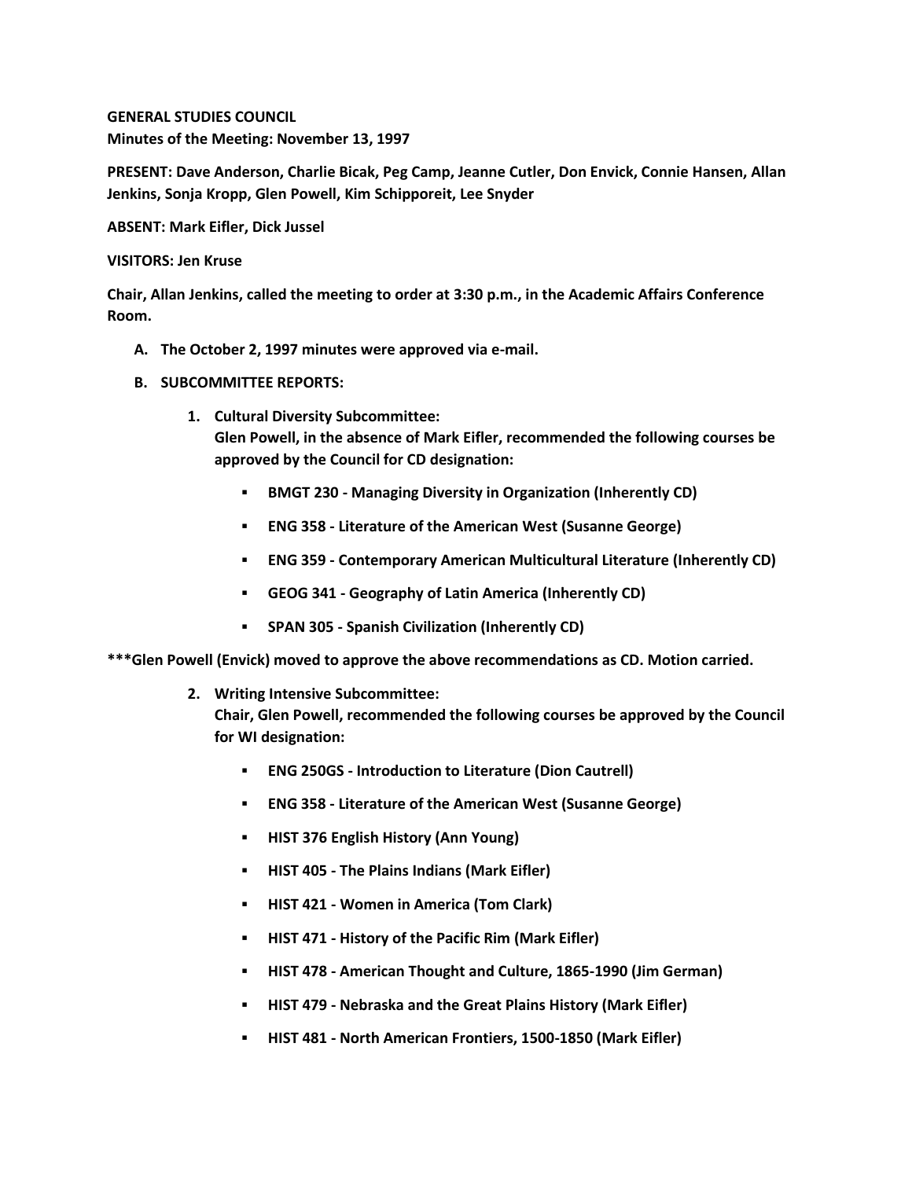**GENERAL STUDIES COUNCIL**
**Minutes of the Meeting: November 13, 1997**

**PRESENT: Dave Anderson, Charlie Bicak, Peg Camp, Jeanne Cutler, Don Envick, Connie Hansen, Allan Jenkins, Sonja Kropp, Glen Powell, Kim Schipporeit, Lee Snyder**

**ABSENT: Mark Eifler, Dick Jussel**

**VISITORS: Jen Kruse**

**Chair, Allan Jenkins, called the meeting to order at 3:30 p.m., in the Academic Affairs Conference Room.**

- **A. The October 2, 1997 minutes were approved via e-mail.**
- **B. SUBCOMMITTEE REPORTS:**
  1. **Cultural Diversity Subcommittee:**
     **Glen Powell, in the absence of Mark Eifler, recommended the following courses be approved by the Council for CD designation:**
     - **BMGT 230 - Managing Diversity in Organization (Inherently CD)**
     - **ENG 358 - Literature of the American West (Susanne George)**
     - **ENG 359 - Contemporary American Multicultural Literature (Inherently CD)**
     - **GEOG 341 - Geography of Latin America (Inherently CD)**
     - **SPAN 305 - Spanish Civilization (Inherently CD)**

**\*\*\*Glen Powell (Envick) moved to approve the above recommendations as CD. Motion carried.**

  2. **Writing Intensive Subcommittee:**
     **Chair, Glen Powell, recommended the following courses be approved by the Council for WI designation:**
     - **ENG 250GS - Introduction to Literature (Dion Cautrell)**
     - **ENG 358 - Literature of the American West (Susanne George)**
     - **HIST 376 English History (Ann Young)**
     - **HIST 405 - The Plains Indians (Mark Eifler)**
     - **HIST 421 - Women in America (Tom Clark)**
     - **HIST 471 - History of the Pacific Rim (Mark Eifler)**
     - **HIST 478 - American Thought and Culture, 1865-1990 (Jim German)**
     - **HIST 479 - Nebraska and the Great Plains History (Mark Eifler)**
     - **HIST 481 - North American Frontiers, 1500-1850 (Mark Eifler)**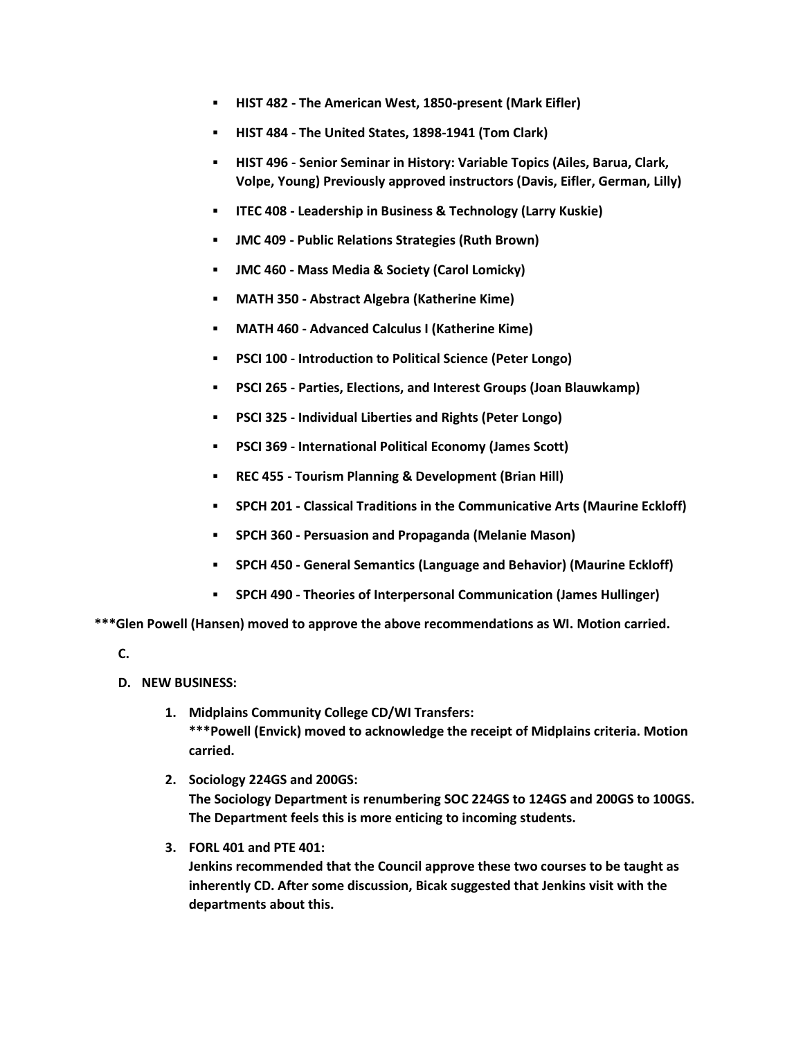- **HIST 482 - The American West, 1850-present (Mark Eifler)**
- **HIST 484 - The United States, 1898-1941 (Tom Clark)**
- **HIST 496 - Senior Seminar in History: Variable Topics (Ailes, Barua, Clark, Volpe, Young) Previously approved instructors (Davis, Eifler, German, Lilly)**
- **ITEC 408 - Leadership in Business & Technology (Larry Kuskie)**
- **JMC 409 - Public Relations Strategies (Ruth Brown)**
- **JMC 460 - Mass Media & Society (Carol Lomicky)**
- **MATH 350 - Abstract Algebra (Katherine Kime)**
- **MATH 460 - Advanced Calculus I (Katherine Kime)**
- **PSCI 100 - Introduction to Political Science (Peter Longo)**
- **PSCI 265 - Parties, Elections, and Interest Groups (Joan Blauwkamp)**
- **PSCI 325 - Individual Liberties and Rights (Peter Longo)**
- **PSCI 369 - International Political Economy (James Scott)**
- **REC 455 - Tourism Planning & Development (Brian Hill)**
- **SPCH 201 - Classical Traditions in the Communicative Arts (Maurine Eckloff)**
- **SPCH 360 - Persuasion and Propaganda (Melanie Mason)**
- **SPCH 450 - General Semantics (Language and Behavior) (Maurine Eckloff)**
- **SPCH 490 - Theories of Interpersonal Communication (James Hullinger)**

**\*\*\*Glen Powell (Hansen) moved to approve the above recommendations as WI. Motion carried.**

**C.**

**D. NEW BUSINESS:**

1. **Midplains Community College CD/WI Transfers:**
   **\*\*\*Powell (Envick) moved to acknowledge the receipt of Midplains criteria. Motion carried.**

2. **Sociology 224GS and 200GS:**
   **The Sociology Department is renumbering SOC 224GS to 124GS and 200GS to 100GS. The Department feels this is more enticing to incoming students.**

3. **FORL 401 and PTE 401:**
   **Jenkins recommended that the Council approve these two courses to be taught as inherently CD. After some discussion, Bicak suggested that Jenkins visit with the departments about this.**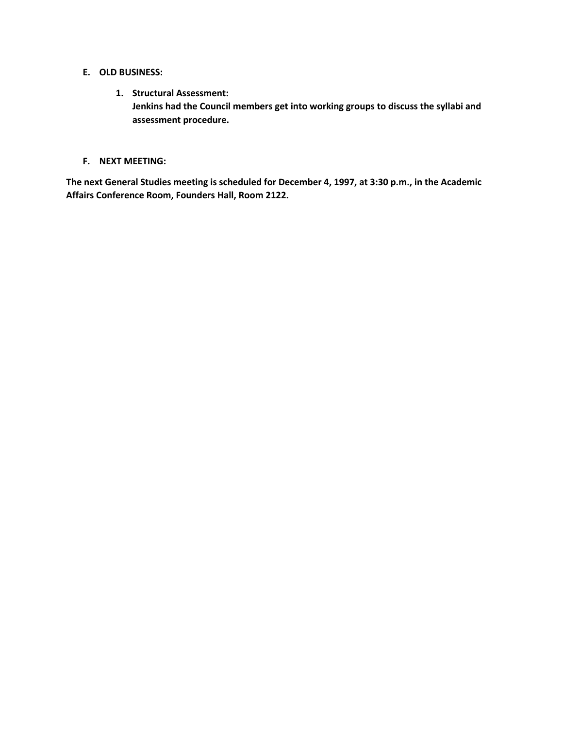**E. OLD BUSINESS:**

1. **Structural Assessment:**
   **Jenkins had the Council members get into working groups to discuss the syllabi and assessment procedure.**

**F. NEXT MEETING:**

**The next General Studies meeting is scheduled for December 4, 1997, at 3:30 p.m., in the Academic Affairs Conference Room, Founders Hall, Room 2122.**